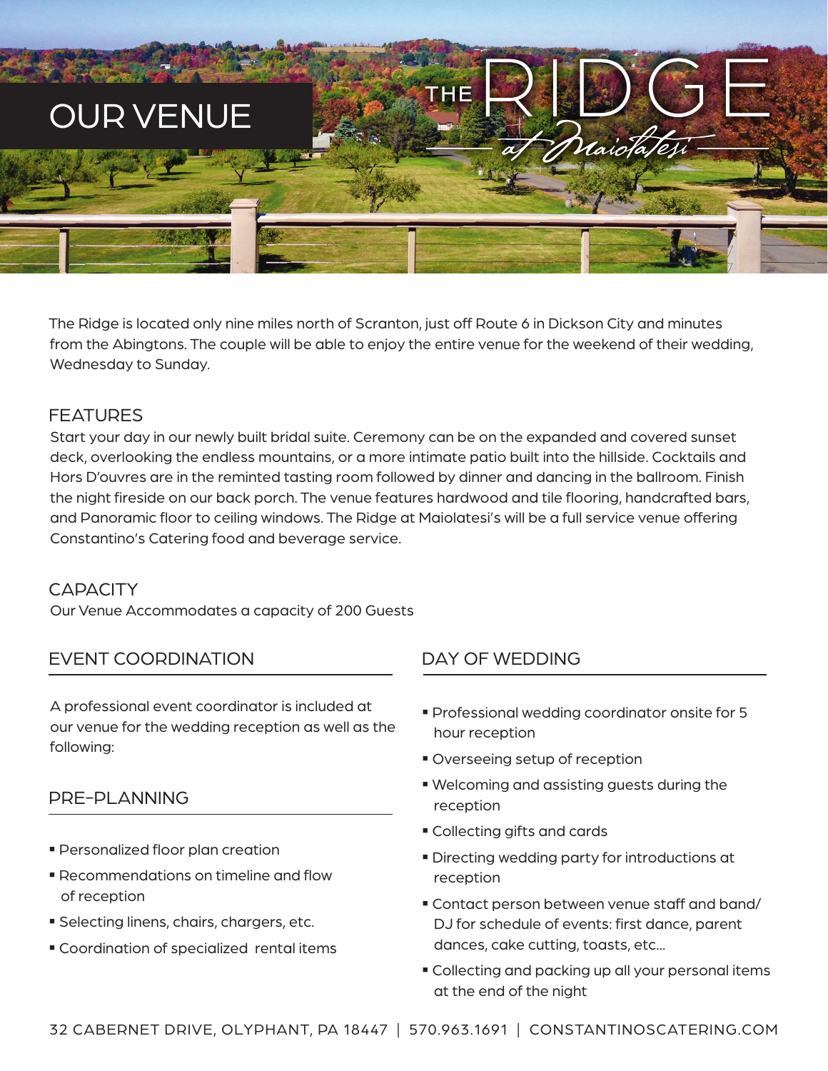# OUR VENUE

THE RIDGE *at Maiolatesi*

The Ridge is located only nine miles north of Scranton, just off Route 6 in Dickson City and minutes from the Abingtons. The couple will be able to enjoy the entire venue for the weekend of their wedding, Wednesday to Sunday.

## FEATURES

Start your day in our newly built bridal suite. Ceremony can be on the expanded and covered sunset deck, overlooking the endless mountains, or a more intimate patio built into the hillside. Cocktails and Hors D'ouvres are in the reminted tasting room followed by dinner and dancing in the ballroom. Finish the night fireside on our back porch. The venue features hardwood and tile flooring, handcrafted bars, and Panoramic floor to ceiling windows. The Ridge at Maiolatesi's will be a full service venue offering Constantino's Catering food and beverage service.

## CAPACITY

Our Venue Accommodates a capacity of 200 Guests

## EVENT COORDINATION

A professional event coordinator is included at our venue for the wedding reception as well as the following:

## PRE-PLANNING

- Personalized floor plan creation
- Recommendations on timeline and flow of reception
- Selecting linens, chairs, chargers, etc.
- Coordination of specialized rental items

## DAY OF WEDDING

- Professional wedding coordinator onsite for 5 hour reception
- Overseeing setup of reception
- Welcoming and assisting guests during the reception
- Collecting gifts and cards
- Directing wedding party for introductions at reception
- Contact person between venue staff and band/ DJ for schedule of events: first dance, parent dances, cake cutting, toasts, etc...
- Collecting and packing up all your personal items at the end of the night

32 CABERNET DRIVE, OLYPHANT, PA 18447 | 570.963.1691 | CONSTANTINOSCATERING.COM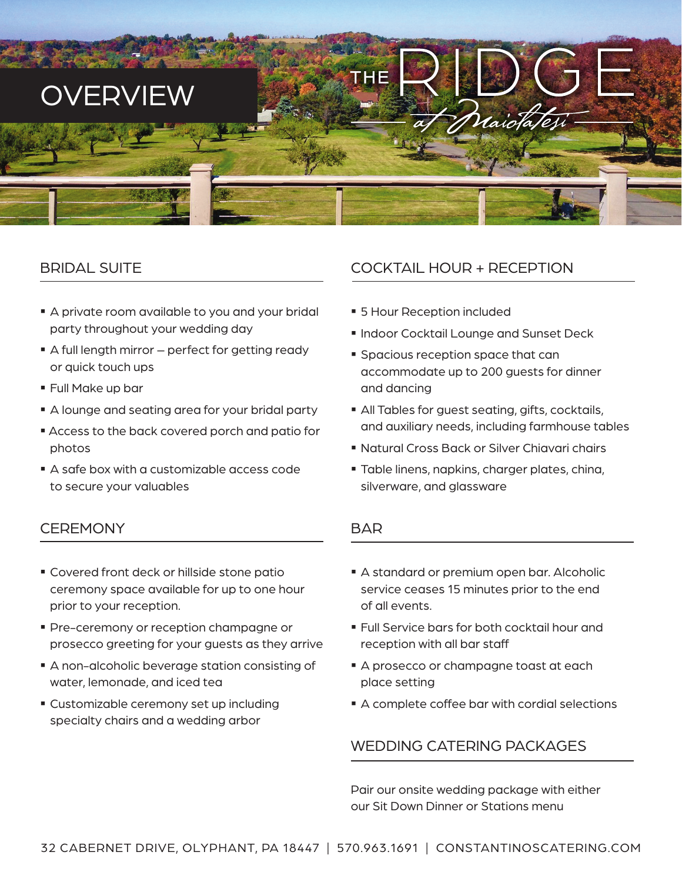# OVERVIEW

THE RIDGE at Maiolatesi

## BRIDAL SUITE

- A private room available to you and your bridal party throughout your wedding day
- A full length mirror – perfect for getting ready or quick touch ups
- Full Make up bar
- A lounge and seating area for your bridal party
- Access to the back covered porch and patio for photos
- A safe box with a customizable access code to secure your valuables

## CEREMONY

- Covered front deck or hillside stone patio ceremony space available for up to one hour prior to your reception.
- Pre-ceremony or reception champagne or prosecco greeting for your guests as they arrive
- A non-alcoholic beverage station consisting of water, lemonade, and iced tea
- Customizable ceremony set up including specialty chairs and a wedding arbor

## COCKTAIL HOUR + RECEPTION

- 5 Hour Reception included
- Indoor Cocktail Lounge and Sunset Deck
- Spacious reception space that can accommodate up to 200 guests for dinner and dancing
- All Tables for guest seating, gifts, cocktails, and auxiliary needs, including farmhouse tables
- Natural Cross Back or Silver Chiavari chairs
- Table linens, napkins, charger plates, china, silverware, and glassware

## BAR

- A standard or premium open bar. Alcoholic service ceases 15 minutes prior to the end of all events.
- Full Service bars for both cocktail hour and reception with all bar staff
- A prosecco or champagne toast at each place setting
- A complete coffee bar with cordial selections

## WEDDING CATERING PACKAGES

Pair our onsite wedding package with either our Sit Down Dinner or Stations menu

32 CABERNET DRIVE, OLYPHANT, PA 18447 | 570.963.1691 | CONSTANTINOSCATERING.COM